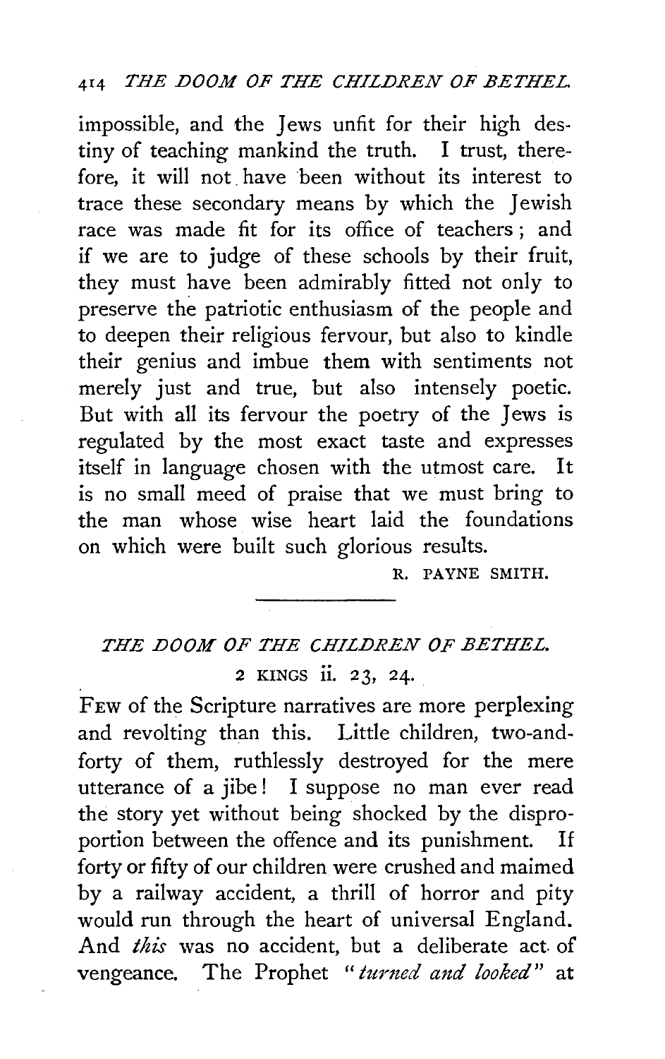impossible, and the Jews unfit for their high destiny of teaching mankind the truth. I trust, therefore, it will not have been without its interest to trace these secondary means by which the Jewish race was made fit for its office of teachers; and if we are to judge of these schools by their fruit, they must have been admirably fitted not only to preserve the patriotic enthusiasm of the people and to deepen their religious fervour, but also to kindle their genius and imbue them with sentiments not merely just and true, but also intensely poetic. But with all its fervour the poetry of the Jews is regulated by the most exact taste and expresses itself in language chosen with the utmost care. It is no small meed of praise that we must bring to the man whose wise heart laid the foundations on which were built such glorious results.

R. PAYNE SMITH.

---

## *THE DOOM OF THE CHILDREN OF BETHEL.*

2 KINGS ii. 23, 24.

FEW of the Scripture narratives are more perplexing and revolting than this. Little children, two-and-forty of them, ruthlessly destroyed for the mere utterance of a jibe! I suppose no man ever read the story yet without being shocked by the disproportion between the offence and its punishment. If forty or fifty of our children were crushed and maimed by a railway accident, a thrill of horror and pity would run through the heart of universal England. And *this* was no accident, but a deliberate act of vengeance. The Prophet "*turned and looked*" at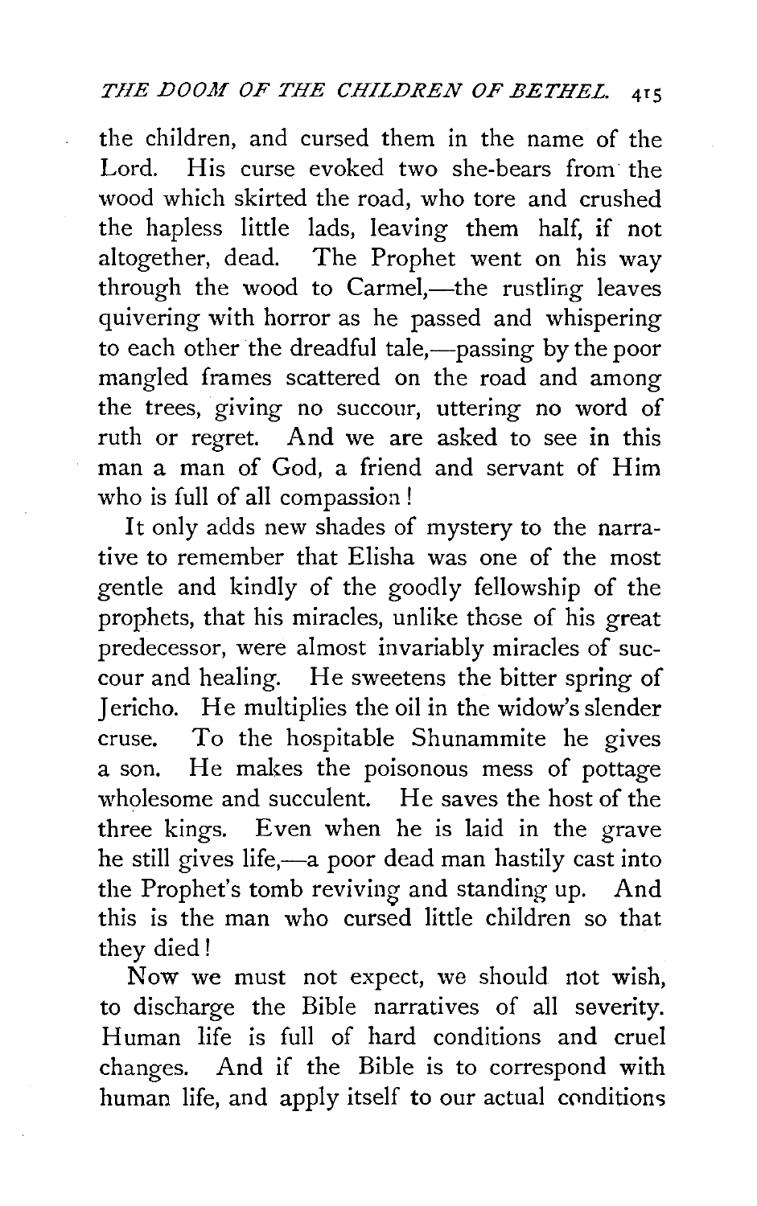the children, and cursed them in the name of the Lord. His curse evoked two she-bears from the wood which skirted the road, who tore and crushed the hapless little lads, leaving them half, if not altogether, dead. The Prophet went on his way through the wood to Carmel,—the rustling leaves quivering with horror as he passed and whispering to each other the dreadful tale,—passing by the poor mangled frames scattered on the road and among the trees, giving no succour, uttering no word of ruth or regret. And we are asked to see in this man a man of God, a friend and servant of Him who is full of all compassion!

It only adds new shades of mystery to the narrative to remember that Elisha was one of the most gentle and kindly of the goodly fellowship of the prophets, that his miracles, unlike those of his great predecessor, were almost invariably miracles of succour and healing. He sweetens the bitter spring of Jericho. He multiplies the oil in the widow's slender cruse. To the hospitable Shunammite he gives a son. He makes the poisonous mess of pottage wholesome and succulent. He saves the host of the three kings. Even when he is laid in the grave he still gives life,—a poor dead man hastily cast into the Prophet's tomb reviving and standing up. And this is the man who cursed little children so that they died!

Now we must not expect, we should not wish, to discharge the Bible narratives of all severity. Human life is full of hard conditions and cruel changes. And if the Bible is to correspond with human life, and apply itself to our actual conditions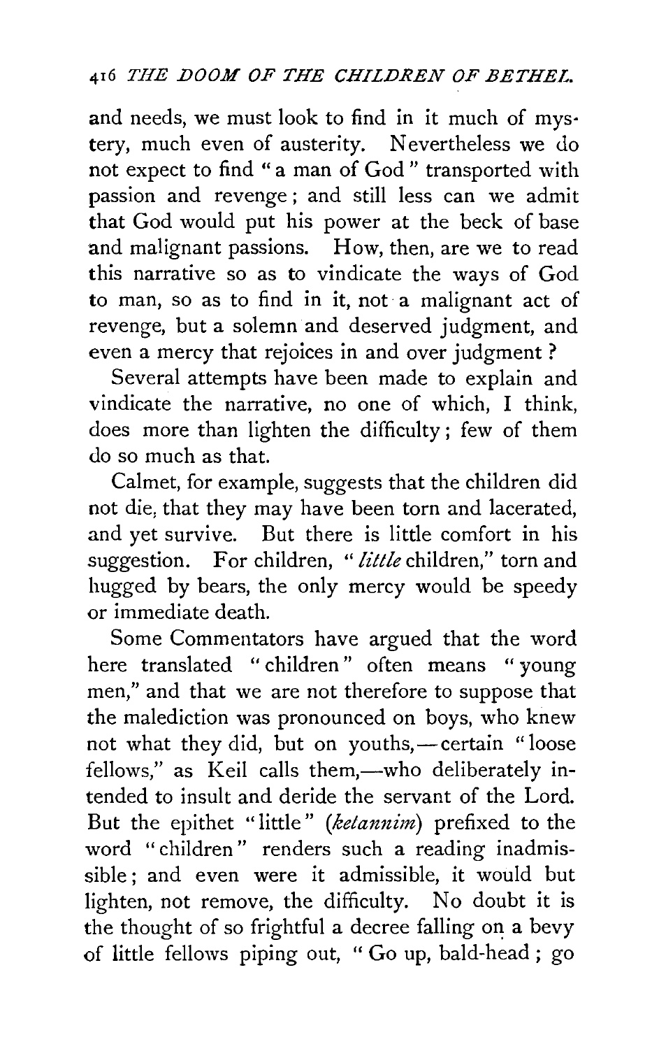and needs, we must look to find in it much of mystery, much even of austerity. Nevertheless we do not expect to find "a man of God" transported with passion and revenge; and still less can we admit that God would put his power at the beck of base and malignant passions. How, then, are we to read this narrative so as to vindicate the ways of God to man, so as to find in it, not a malignant act of revenge, but a solemn and deserved judgment, and even a mercy that rejoices in and over judgment?

Several attempts have been made to explain and vindicate the narrative, no one of which, I think, does more than lighten the difficulty; few of them do so much as that.

Calmet, for example, suggests that the children did not die, that they may have been torn and lacerated, and yet survive. But there is little comfort in his suggestion. For children, "*little* children," torn and hugged by bears, the only mercy would be speedy or immediate death.

Some Commentators have argued that the word here translated "children" often means "young men," and that we are not therefore to suppose that the malediction was pronounced on boys, who knew not what they did, but on youths,—certain "loose fellows," as Keil calls them,—who deliberately intended to insult and deride the servant of the Lord. But the epithet "little" (*ketannim*) prefixed to the word "children" renders such a reading inadmissible; and even were it admissible, it would but lighten, not remove, the difficulty. No doubt it is the thought of so frightful a decree falling on a bevy of little fellows piping out, "Go up, bald-head; go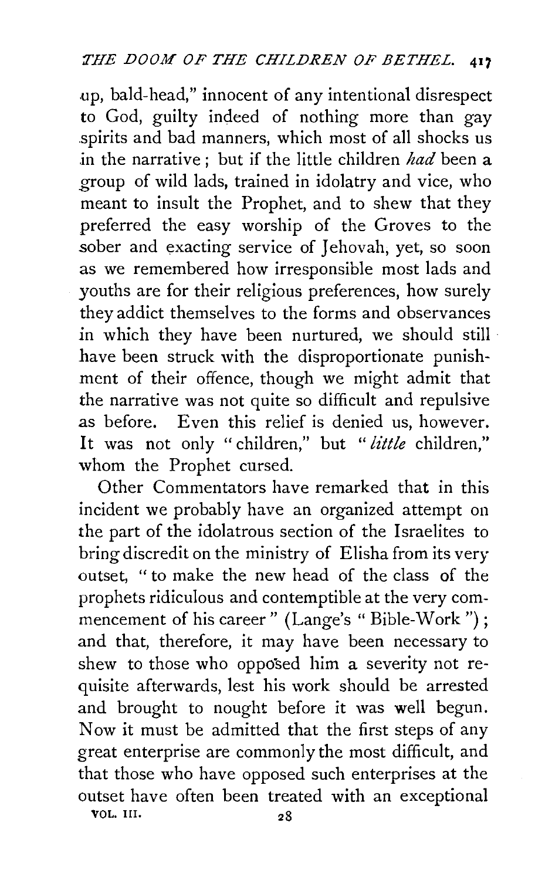up, bald-head," innocent of any intentional disrespect to God, guilty indeed of nothing more than gay spirits and bad manners, which most of all shocks us in the narrative; but if the little children *had* been a group of wild lads, trained in idolatry and vice, who meant to insult the Prophet, and to shew that they preferred the easy worship of the Groves to the sober and exacting service of Jehovah, yet, so soon as we remembered how irresponsible most lads and youths are for their religious preferences, how surely they addict themselves to the forms and observances in which they have been nurtured, we should still have been struck with the disproportionate punishment of their offence, though we might admit that the narrative was not quite so difficult and repulsive as before. Even this relief is denied us, however. It was not only "children," but "*little* children," whom the Prophet cursed.

Other Commentators have remarked that in this incident we probably have an organized attempt on the part of the idolatrous section of the Israelites to bring discredit on the ministry of Elisha from its very outset, "to make the new head of the class of the prophets ridiculous and contemptible at the very commencement of his career" (Lange's "Bible-Work"); and that, therefore, it may have been necessary to shew to those who opposed him a severity not requisite afterwards, lest his work should be arrested and brought to nought before it was well begun. Now it must be admitted that the first steps of any great enterprise are commonly the most difficult, and that those who have opposed such enterprises at the outset have often been treated with an exceptional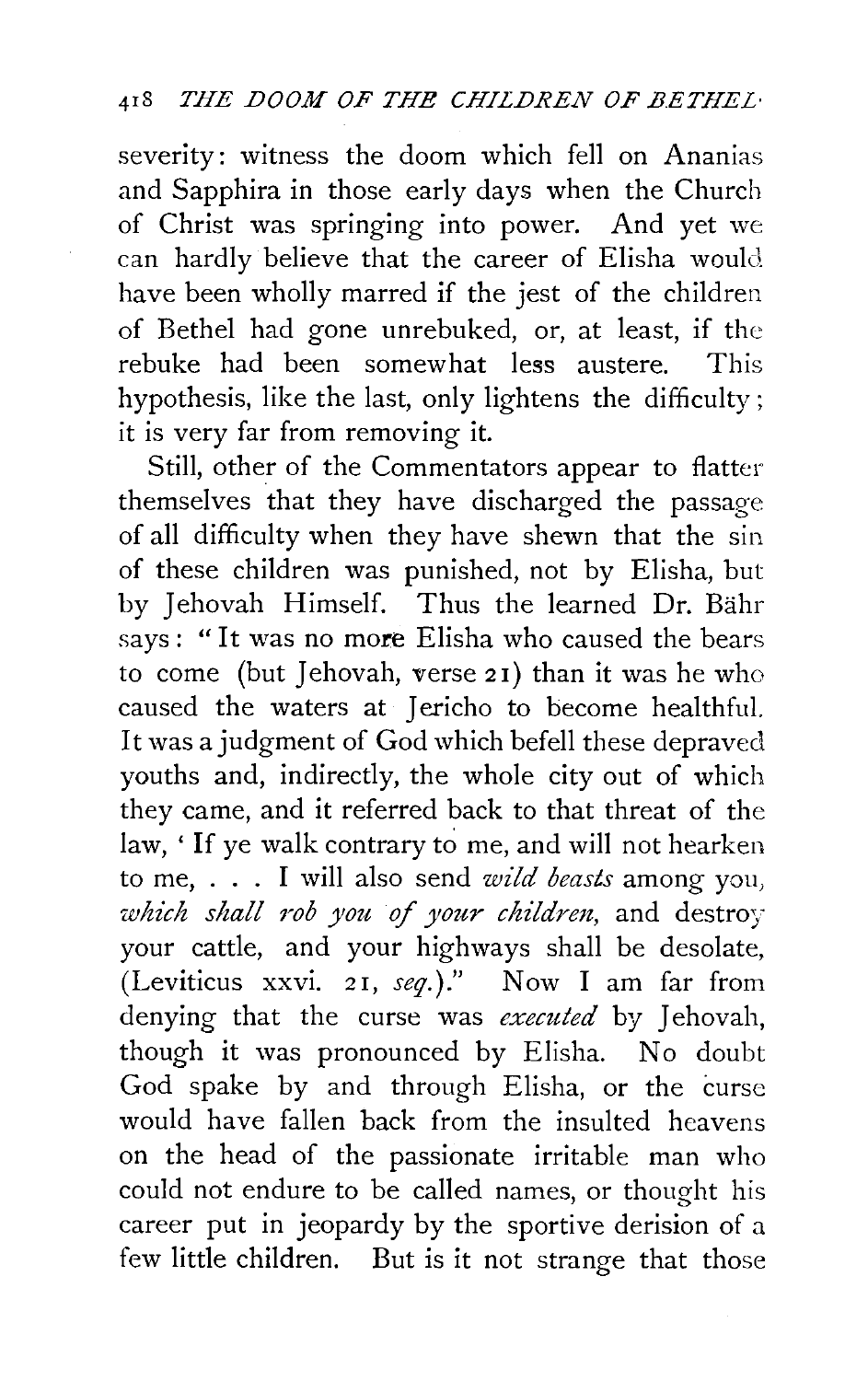severity: witness the doom which fell on Ananias and Sapphira in those early days when the Church of Christ was springing into power. And yet we can hardly believe that the career of Elisha would have been wholly marred if the jest of the children of Bethel had gone unrebuked, or, at least, if the rebuke had been somewhat less austere. This hypothesis, like the last, only lightens the difficulty; it is very far from removing it.

Still, other of the Commentators appear to flatter themselves that they have discharged the passage of all difficulty when they have shewn that the sin of these children was punished, not by Elisha, but by Jehovah Himself. Thus the learned Dr. Bähr says: "It was no more Elisha who caused the bears to come (but Jehovah, verse 21) than it was he who caused the waters at Jericho to become healthful. It was a judgment of God which befell these depraved youths and, indirectly, the whole city out of which they came, and it referred back to that threat of the law, 'If ye walk contrary to me, and will not hearken to me, . . . I will also send *wild beasts* among you, *which shall rob you of your children*, and destroy your cattle, and your highways shall be desolate, (Leviticus xxvi. 21, *seq.*)." Now I am far from denying that the curse was *executed* by Jehovah, though it was pronounced by Elisha. No doubt God spake by and through Elisha, or the curse would have fallen back from the insulted heavens on the head of the passionate irritable man who could not endure to be called names, or thought his career put in jeopardy by the sportive derision of a few little children. But is it not strange that those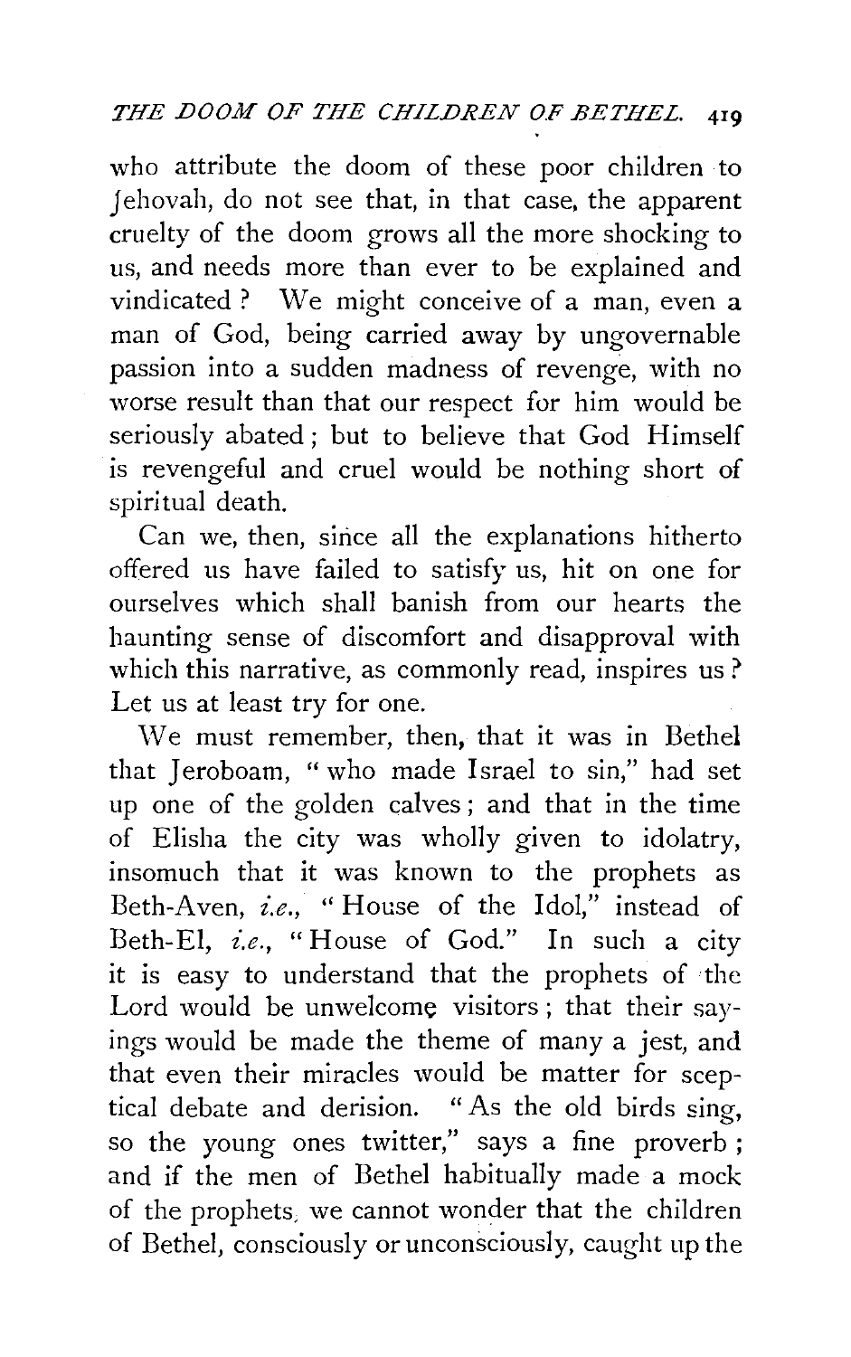who attribute the doom of these poor children to Jehovah, do not see that, in that case, the apparent cruelty of the doom grows all the more shocking to us, and needs more than ever to be explained and vindicated? We might conceive of a man, even a man of God, being carried away by ungovernable passion into a sudden madness of revenge, with no worse result than that our respect for him would be seriously abated; but to believe that God Himself is revengeful and cruel would be nothing short of spiritual death.

Can we, then, since all the explanations hitherto offered us have failed to satisfy us, hit on one for ourselves which shall banish from our hearts the haunting sense of discomfort and disapproval with which this narrative, as commonly read, inspires us? Let us at least try for one.

We must remember, then, that it was in Bethel that Jeroboam, "who made Israel to sin," had set up one of the golden calves; and that in the time of Elisha the city was wholly given to idolatry, insomuch that it was known to the prophets as Beth-Aven, *i.e.*, "House of the Idol," instead of Beth-El, *i.e.*, "House of God." In such a city it is easy to understand that the prophets of the Lord would be unwelcome visitors; that their sayings would be made the theme of many a jest, and that even their miracles would be matter for sceptical debate and derision. "As the old birds sing, so the young ones twitter," says a fine proverb; and if the men of Bethel habitually made a mock of the prophets, we cannot wonder that the children of Bethel, consciously or unconsciously, caught up the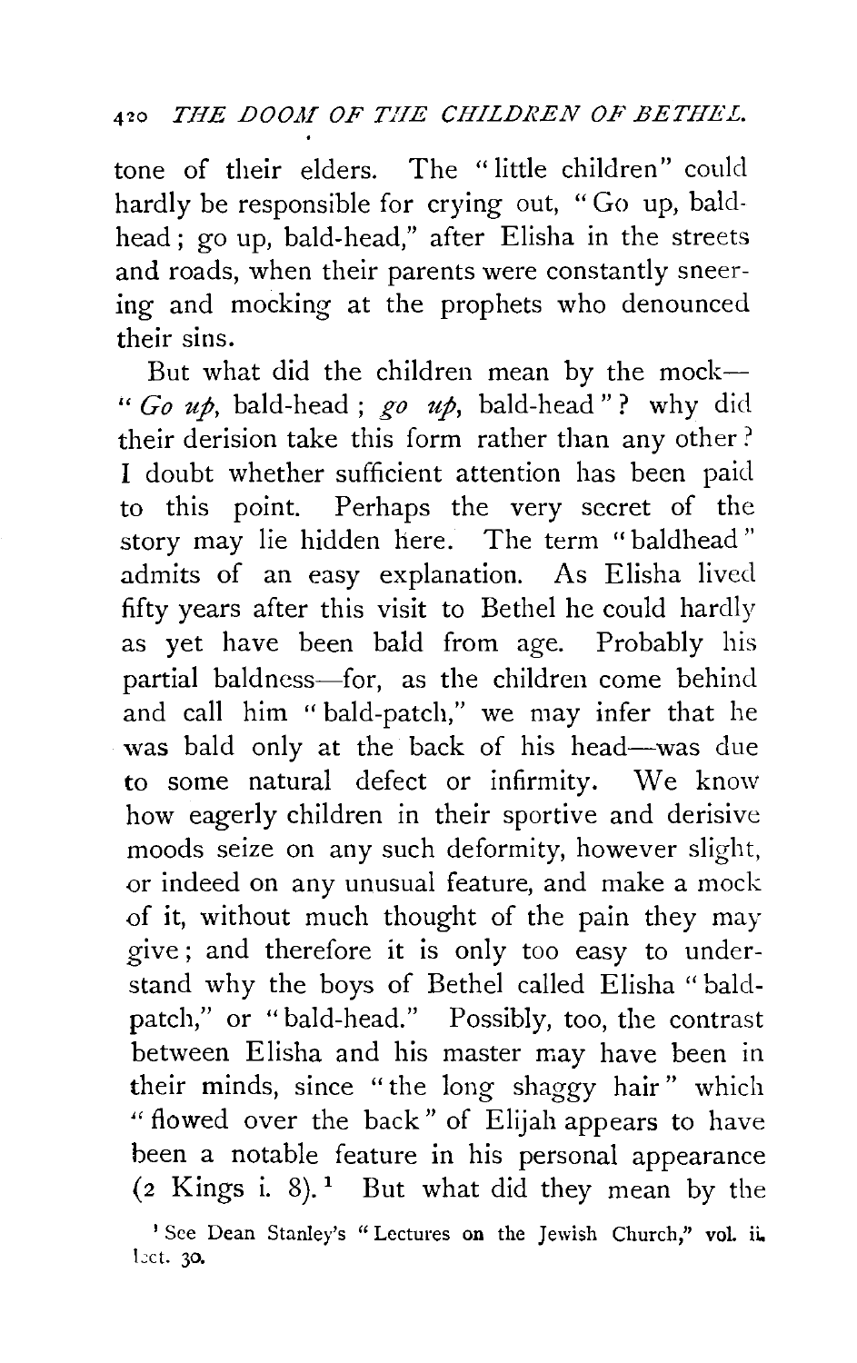tone of their elders. The "little children" could hardly be responsible for crying out, "Go up, bald-head; go up, bald-head," after Elisha in the streets and roads, when their parents were constantly sneering and mocking at the prophets who denounced their sins.

But what did the children mean by the mock—"*Go up*, bald-head; *go up*, bald-head"? why did their derision take this form rather than any other? I doubt whether sufficient attention has been paid to this point. Perhaps the very secret of the story may lie hidden here. The term "baldhead" admits of an easy explanation. As Elisha lived fifty years after this visit to Bethel he could hardly as yet have been bald from age. Probably his partial baldness—for, as the children come behind and call him "bald-patch," we may infer that he was bald only at the back of his head—was due to some natural defect or infirmity. We know how eagerly children in their sportive and derisive moods seize on any such deformity, however slight, or indeed on any unusual feature, and make a mock of it, without much thought of the pain they may give; and therefore it is only too easy to understand why the boys of Bethel called Elisha "bald-patch," or "bald-head." Possibly, too, the contrast between Elisha and his master may have been in their minds, since "the long shaggy hair" which "flowed over the back" of Elijah appears to have been a notable feature in his personal appearance (2 Kings i. 8).[1] But what did they mean by the

[1] See Dean Stanley's "Lectures on the Jewish Church," vol. ii. lect. 30.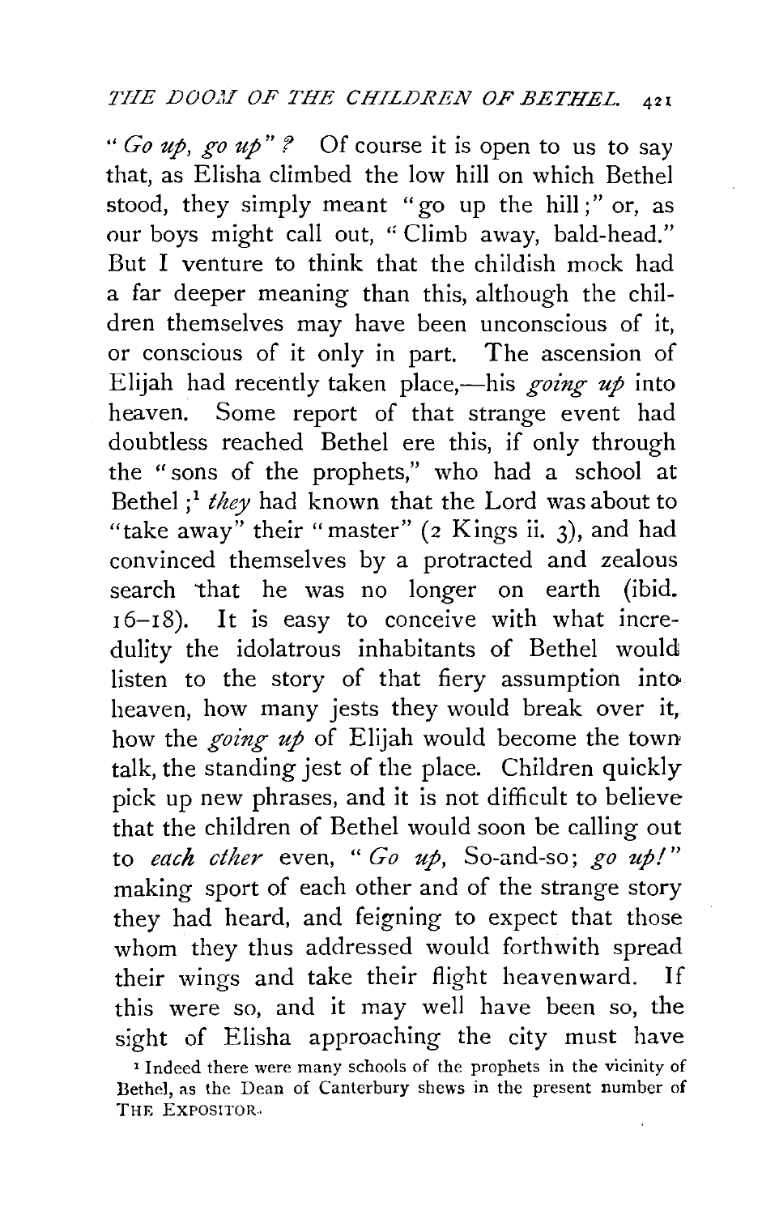"*Go up, go up*"? Of course it is open to us to say that, as Elisha climbed the low hill on which Bethel stood, they simply meant "go up the hill;" or, as our boys might call out, "Climb away, bald-head." But I venture to think that the childish mock had a far deeper meaning than this, although the children themselves may have been unconscious of it, or conscious of it only in part. The ascension of Elijah had recently taken place,—his *going up* into heaven. Some report of that strange event had doubtless reached Bethel ere this, if only through the "sons of the prophets," who had a school at Bethel;[1] *they* had known that the Lord was about to "take away" their "master" (2 Kings ii. 3), and had convinced themselves by a protracted and zealous search that he was no longer on earth (ibid. 16–18). It is easy to conceive with what incredulity the idolatrous inhabitants of Bethel would listen to the story of that fiery assumption into heaven, how many jests they would break over it, how the *going up* of Elijah would become the town talk, the standing jest of the place. Children quickly pick up new phrases, and it is not difficult to believe that the children of Bethel would soon be calling out to *each other* even, "*Go up*, So-and-so; *go up!*" making sport of each other and of the strange story they had heard, and feigning to expect that those whom they thus addressed would forthwith spread their wings and take their flight heavenward. If this were so, and it may well have been so, the sight of Elisha approaching the city must have

[1] Indeed there were many schools of the prophets in the vicinity of Bethel, as the Dean of Canterbury shews in the present number of THE EXPOSITOR.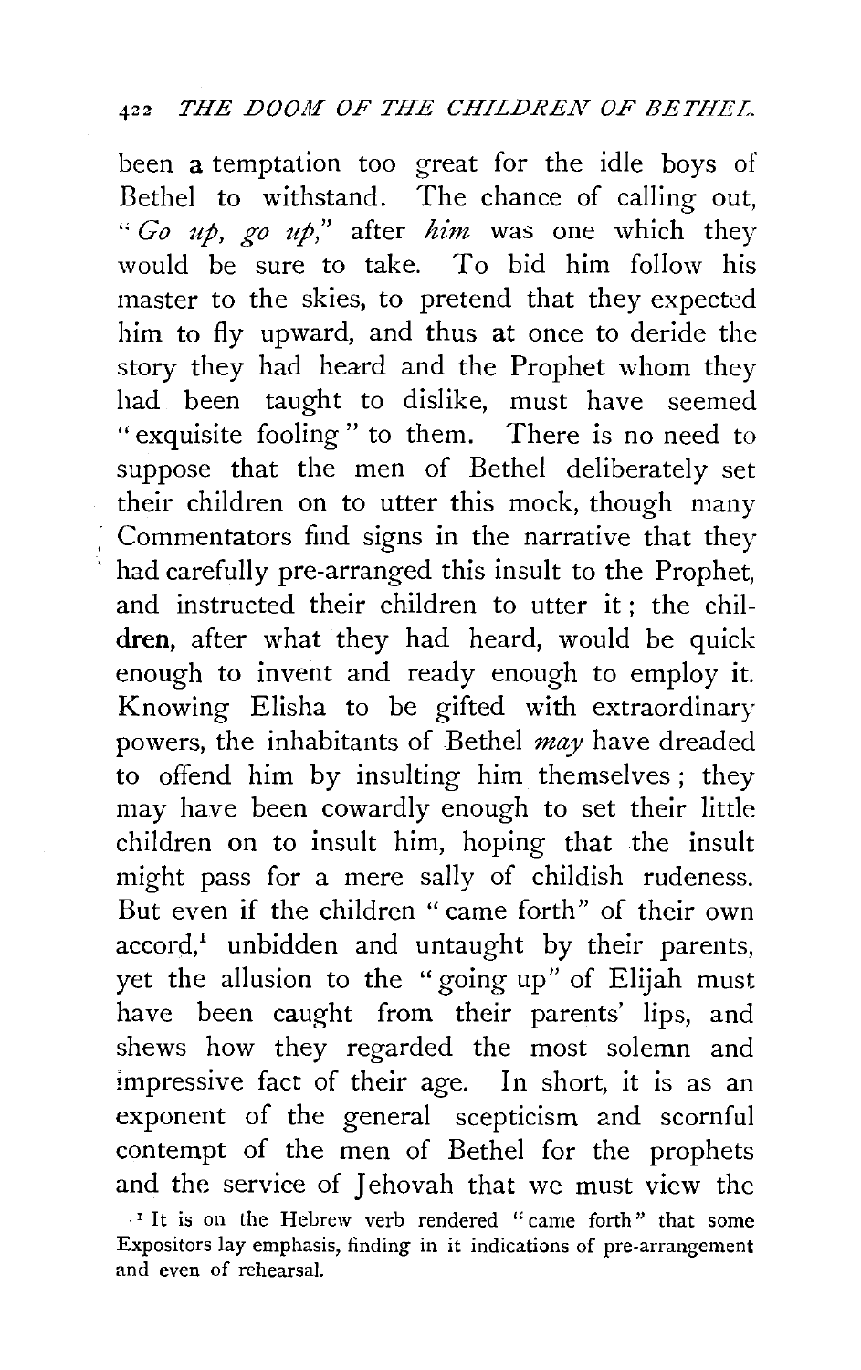been a temptation too great for the idle boys of Bethel to withstand. The chance of calling out, "*Go up, go up*," after *him* was one which they would be sure to take. To bid him follow his master to the skies, to pretend that they expected him to fly upward, and thus at once to deride the story they had heard and the Prophet whom they had been taught to dislike, must have seemed "exquisite fooling" to them. There is no need to suppose that the men of Bethel deliberately set their children on to utter this mock, though many Commentators find signs in the narrative that they had carefully pre-arranged this insult to the Prophet, and instructed their children to utter it; the children, after what they had heard, would be quick enough to invent and ready enough to employ it. Knowing Elisha to be gifted with extraordinary powers, the inhabitants of Bethel *may* have dreaded to offend him by insulting him themselves; they may have been cowardly enough to set their little children on to insult him, hoping that the insult might pass for a mere sally of childish rudeness. But even if the children "came forth" of their own accord,[1] unbidden and untaught by their parents, yet the allusion to the "going up" of Elijah must have been caught from their parents' lips, and shews how they regarded the most solemn and impressive fact of their age. In short, it is as an exponent of the general scepticism and scornful contempt of the men of Bethel for the prophets and the service of Jehovah that we must view the

[1] It is on the Hebrew verb rendered "came forth" that some Expositors lay emphasis, finding in it indications of pre-arrangement and even of rehearsal.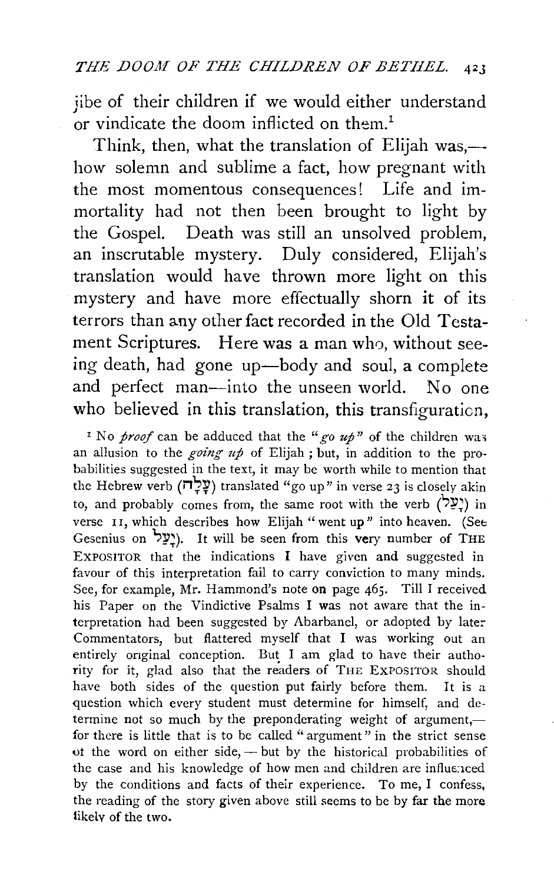jibe of their children if we would either understand or vindicate the doom inflicted on them.[1]

Think, then, what the translation of Elijah was,—how solemn and sublime a fact, how pregnant with the most momentous consequences! Life and immortality had not then been brought to light by the Gospel. Death was still an unsolved problem, an inscrutable mystery. Duly considered, Elijah's translation would have thrown more light on this mystery and have more effectually shorn it of its terrors than any other fact recorded in the Old Testament Scriptures. Here was a man who, without seeing death, had gone up—body and soul, a complete and perfect man—into the unseen world. No one who believed in this translation, this transfiguration,

[1] No *proof* can be adduced that the "*go up*" of the children was an allusion to the *going up* of Elijah; but, in addition to the probabilities suggested in the text, it may be worth while to mention that the Hebrew verb (עֲלֵה) translated "go up" in verse 23 is closely akin to, and probably comes from, the same root with the verb (יַעַל) in verse 11, which describes how Elijah "went up" into heaven. (See Gesenius on יָעַל). It will be seen from this very number of THE EXPOSITOR that the indications I have given and suggested in favour of this interpretation fail to carry conviction to many minds. See, for example, Mr. Hammond's note on page 465. Till I received his Paper on the Vindictive Psalms I was not aware that the interpretation had been suggested by Abarbanel, or adopted by later Commentators, but flattered myself that I was working out an entirely original conception. But I am glad to have their authority for it, glad also that the readers of THE EXPOSITOR should have both sides of the question put fairly before them. It is a question which every student must determine for himself, and determine not so much by the preponderating weight of argument,—for there is little that is to be called "argument" in the strict sense of the word on either side,—but by the historical probabilities of the case and his knowledge of how men and children are influenced by the conditions and facts of their experience. To me, I confess, the reading of the story given above still seems to be by far the more likely of the two.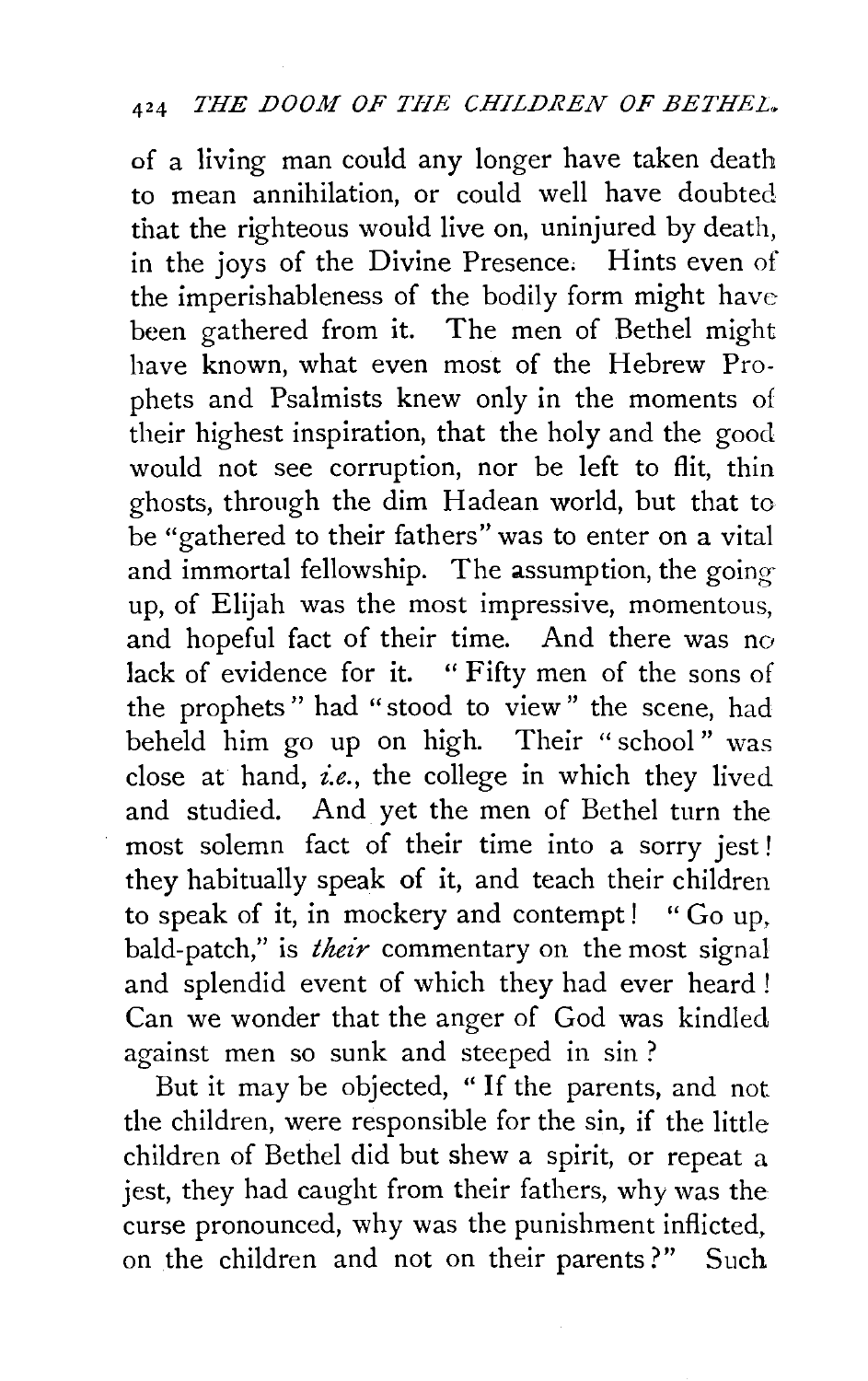of a living man could any longer have taken death to mean annihilation, or could well have doubted that the righteous would live on, uninjured by death, in the joys of the Divine Presence. Hints even of the imperishableness of the bodily form might have been gathered from it. The men of Bethel might have known, what even most of the Hebrew Prophets and Psalmists knew only in the moments of their highest inspiration, that the holy and the good would not see corruption, nor be left to flit, thin ghosts, through the dim Hadean world, but that to be "gathered to their fathers" was to enter on a vital and immortal fellowship. The assumption, the going up, of Elijah was the most impressive, momentous, and hopeful fact of their time. And there was no lack of evidence for it. "Fifty men of the sons of the prophets" had "stood to view" the scene, had beheld him go up on high. Their "school" was close at hand, *i.e.*, the college in which they lived and studied. And yet the men of Bethel turn the most solemn fact of their time into a sorry jest! they habitually speak of it, and teach their children to speak of it, in mockery and contempt! "Go up, bald-patch," is *their* commentary on the most signal and splendid event of which they had ever heard! Can we wonder that the anger of God was kindled against men so sunk and steeped in sin?

But it may be objected, "If the parents, and not the children, were responsible for the sin, if the little children of Bethel did but shew a spirit, or repeat a jest, they had caught from their fathers, why was the curse pronounced, why was the punishment inflicted, on the children and not on their parents?" Such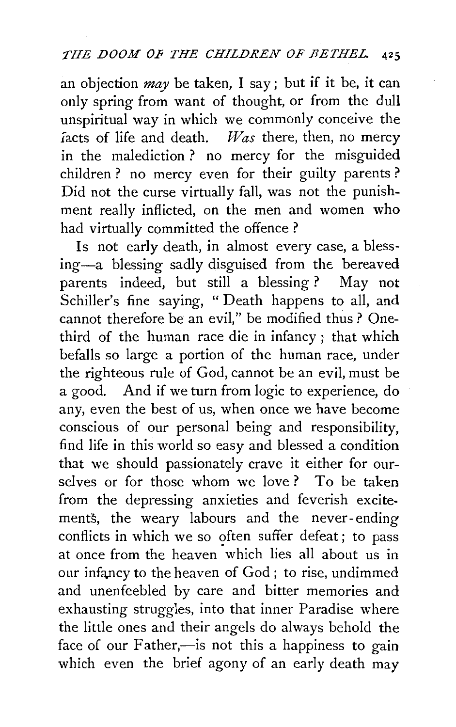an objection *may* be taken, I say; but if it be, it can only spring from want of thought, or from the dull unspiritual way in which we commonly conceive the facts of life and death. *Was* there, then, no mercy in the malediction? no mercy for the misguided children? no mercy even for their guilty parents? Did not the curse virtually fall, was not the punishment really inflicted, on the men and women who had virtually committed the offence?

Is not early death, in almost every case, a blessing—a blessing sadly disguised from the bereaved parents indeed, but still a blessing? May not Schiller's fine saying, "Death happens to all, and cannot therefore be an evil," be modified thus? One-third of the human race die in infancy; that which befalls so large a portion of the human race, under the righteous rule of God, cannot be an evil, must be a good. And if we turn from logic to experience, do any, even the best of us, when once we have become conscious of our personal being and responsibility, find life in this world so easy and blessed a condition that we should passionately crave it either for ourselves or for those whom we love? To be taken from the depressing anxieties and feverish excitements, the weary labours and the never-ending conflicts in which we so often suffer defeat; to pass at once from the heaven which lies all about us in our infancy to the heaven of God; to rise, undimmed and unenfeebled by care and bitter memories and exhausting struggles, into that inner Paradise where the little ones and their angels do always behold the face of our Father,—is not this a happiness to gain which even the brief agony of an early death may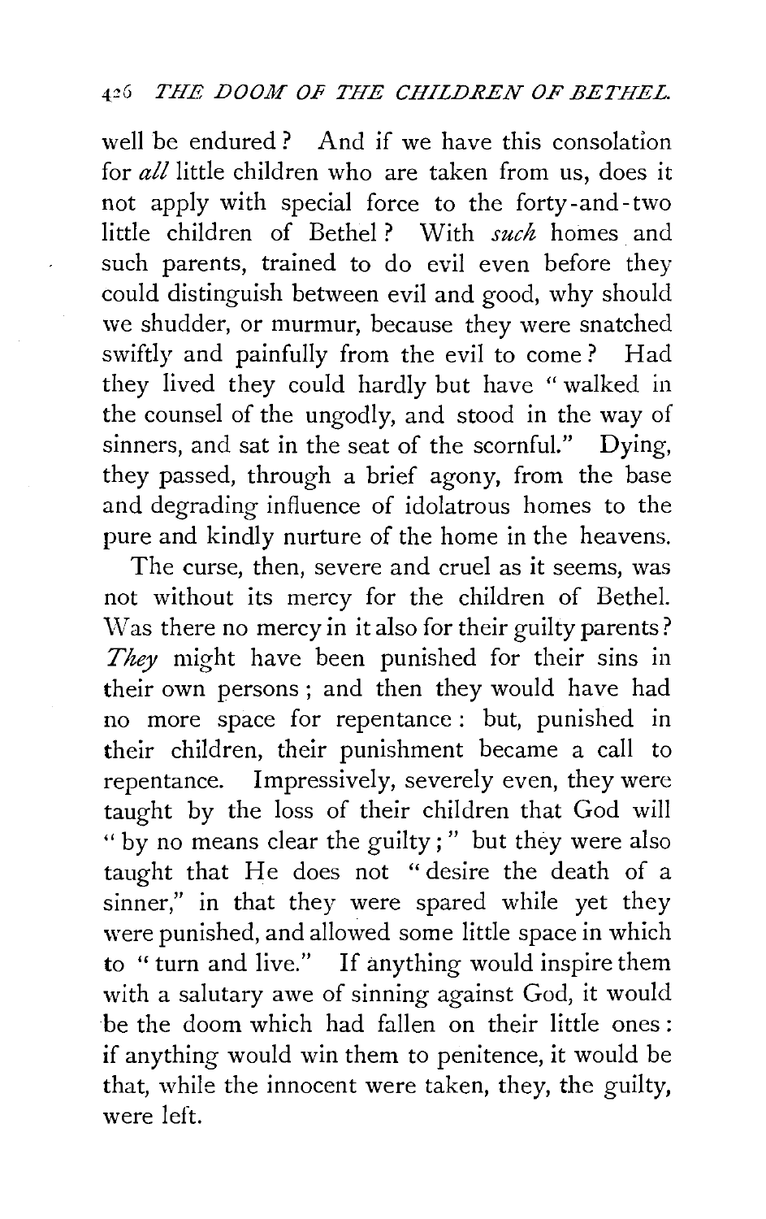well be endured? And if we have this consolation for *all* little children who are taken from us, does it not apply with special force to the forty-and-two little children of Bethel? With *such* homes and such parents, trained to do evil even before they could distinguish between evil and good, why should we shudder, or murmur, because they were snatched swiftly and painfully from the evil to come? Had they lived they could hardly but have "walked in the counsel of the ungodly, and stood in the way of sinners, and sat in the seat of the scornful." Dying, they passed, through a brief agony, from the base and degrading influence of idolatrous homes to the pure and kindly nurture of the home in the heavens.

The curse, then, severe and cruel as it seems, was not without its mercy for the children of Bethel. Was there no mercy in it also for their guilty parents? *They* might have been punished for their sins in their own persons; and then they would have had no more space for repentance: but, punished in their children, their punishment became a call to repentance. Impressively, severely even, they were taught by the loss of their children that God will "by no means clear the guilty;" but they were also taught that He does not "desire the death of a sinner," in that they were spared while yet they were punished, and allowed some little space in which to "turn and live." If anything would inspire them with a salutary awe of sinning against God, it would be the doom which had fallen on their little ones: if anything would win them to penitence, it would be that, while the innocent were taken, they, the guilty, were left.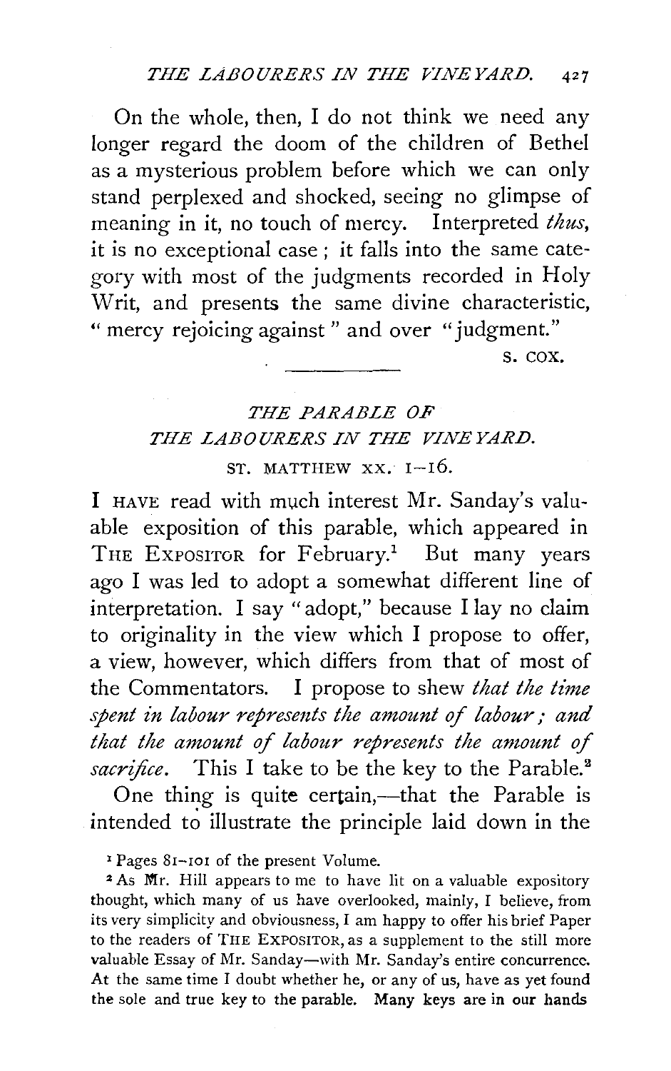On the whole, then, I do not think we need any longer regard the doom of the children of Bethel as a mysterious problem before which we can only stand perplexed and shocked, seeing no glimpse of meaning in it, no touch of mercy. Interpreted *thus*, it is no exceptional case; it falls into the same category with most of the judgments recorded in Holy Writ, and presents the same divine characteristic, "mercy rejoicing against" and over "judgment."

S. COX.

---

## *THE PARABLE OF THE LABOURERS IN THE VINEYARD.*

### ST. MATTHEW XX. 1–16.

I HAVE read with much interest Mr. Sanday's valuable exposition of this parable, which appeared in THE EXPOSITOR for February.[1] But many years ago I was led to adopt a somewhat different line of interpretation. I say "adopt," because I lay no claim to originality in the view which I propose to offer, a view, however, which differs from that of most of the Commentators. I propose to shew *that the time spent in labour represents the amount of labour; and that the amount of labour represents the amount of sacrifice.* This I take to be the key to the Parable.[2]

One thing is quite certain,—that the Parable is intended to illustrate the principle laid down in the

[1] Pages 81–101 of the present Volume.

[2] As Mr. Hill appears to me to have lit on a valuable expository thought, which many of us have overlooked, mainly, I believe, from its very simplicity and obviousness, I am happy to offer his brief Paper to the readers of THE EXPOSITOR, as a supplement to the still more valuable Essay of Mr. Sanday—with Mr. Sanday's entire concurrence. At the same time I doubt whether he, or any of us, have as yet found the sole and true key to the parable. Many keys are in our hands